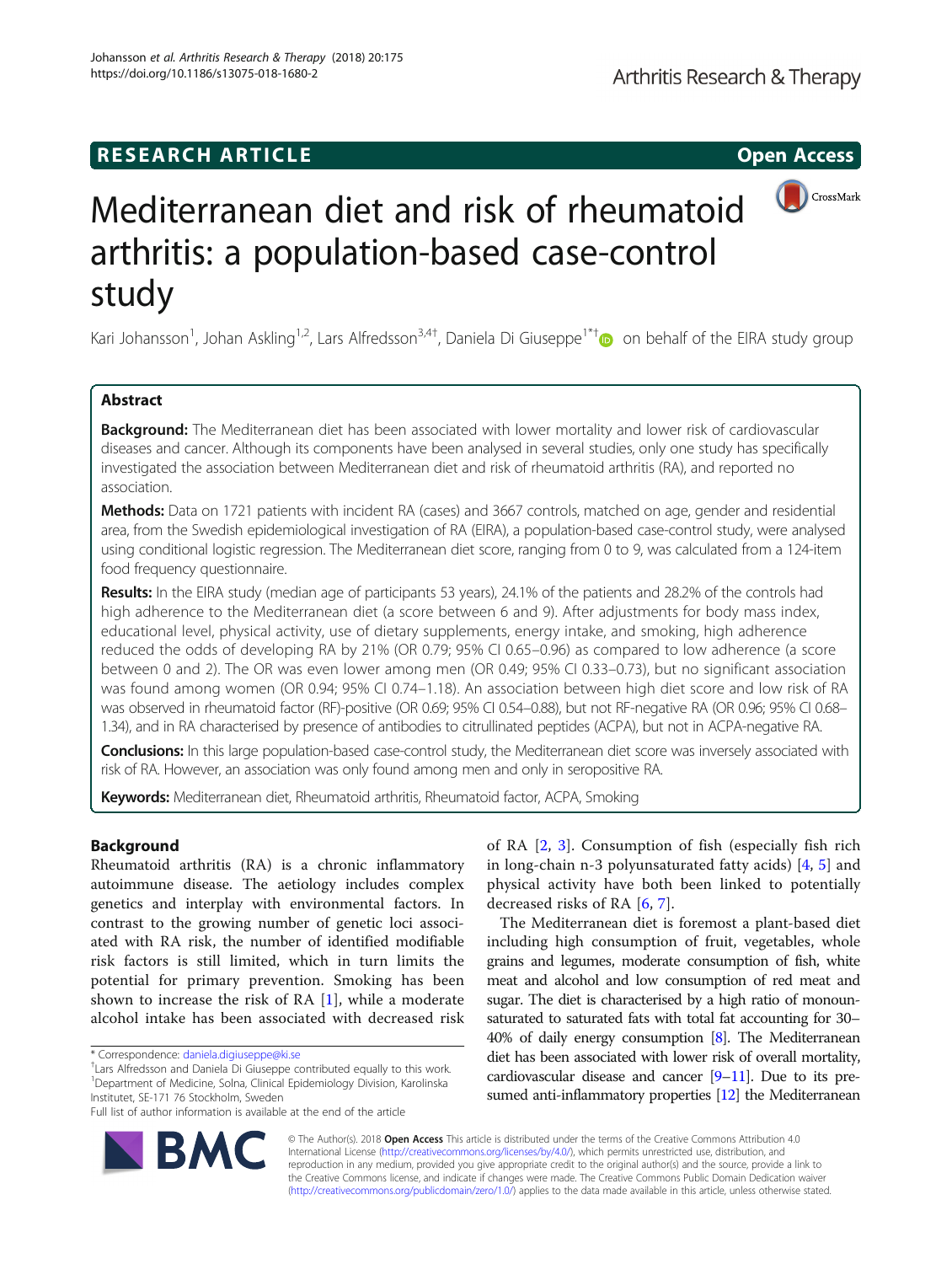RESEARCH ARTICLE

Open Access

# Mediterranean diet and risk of rheumatoid arthritis: a population-based case-control study

Kari Johansson[1], Johan Askling[1,2], Lars Alfredsson[3,4†], Daniela Di Giuseppe[1*†] on behalf of the EIRA study group

## Abstract

**Background:** The Mediterranean diet has been associated with lower mortality and lower risk of cardiovascular diseases and cancer. Although its components have been analysed in several studies, only one study has specifically investigated the association between Mediterranean diet and risk of rheumatoid arthritis (RA), and reported no association.

**Methods:** Data on 1721 patients with incident RA (cases) and 3667 controls, matched on age, gender and residential area, from the Swedish epidemiological investigation of RA (EIRA), a population-based case-control study, were analysed using conditional logistic regression. The Mediterranean diet score, ranging from 0 to 9, was calculated from a 124-item food frequency questionnaire.

**Results:** In the EIRA study (median age of participants 53 years), 24.1% of the patients and 28.2% of the controls had high adherence to the Mediterranean diet (a score between 6 and 9). After adjustments for body mass index, educational level, physical activity, use of dietary supplements, energy intake, and smoking, high adherence reduced the odds of developing RA by 21% (OR 0.79; 95% CI 0.65–0.96) as compared to low adherence (a score between 0 and 2). The OR was even lower among men (OR 0.49; 95% CI 0.33–0.73), but no significant association was found among women (OR 0.94; 95% CI 0.74–1.18). An association between high diet score and low risk of RA was observed in rheumatoid factor (RF)-positive (OR 0.69; 95% CI 0.54–0.88), but not RF-negative RA (OR 0.96; 95% CI 0.68–1.34), and in RA characterised by presence of antibodies to citrullinated peptides (ACPA), but not in ACPA-negative RA.

**Conclusions:** In this large population-based case-control study, the Mediterranean diet score was inversely associated with risk of RA. However, an association was only found among men and only in seropositive RA.

**Keywords:** Mediterranean diet, Rheumatoid arthritis, Rheumatoid factor, ACPA, Smoking

## Background

Rheumatoid arthritis (RA) is a chronic inflammatory autoimmune disease. The aetiology includes complex genetics and interplay with environmental factors. In contrast to the growing number of genetic loci associated with RA risk, the number of identified modifiable risk factors is still limited, which in turn limits the potential for primary prevention. Smoking has been shown to increase the risk of RA [1], while a moderate alcohol intake has been associated with decreased risk of RA [2, 3]. Consumption of fish (especially fish rich in long-chain n-3 polyunsaturated fatty acids) [4, 5] and physical activity have both been linked to potentially decreased risks of RA [6, 7].

The Mediterranean diet is foremost a plant-based diet including high consumption of fruit, vegetables, whole grains and legumes, moderate consumption of fish, white meat and alcohol and low consumption of red meat and sugar. The diet is characterised by a high ratio of monounsaturated to saturated fats with total fat accounting for 30–40% of daily energy consumption [8]. The Mediterranean diet has been associated with lower risk of overall mortality, cardiovascular disease and cancer [9–11]. Due to its presumed anti-inflammatory properties [12] the Mediterranean

\* Correspondence: daniela.digiuseppe@ki.se

†Lars Alfredsson and Daniela Di Giuseppe contributed equally to this work.

[1]Department of Medicine, Solna, Clinical Epidemiology Division, Karolinska Institutet, SE-171 76 Stockholm, Sweden

Full list of author information is available at the end of the article

© The Author(s). 2018 **Open Access** This article is distributed under the terms of the Creative Commons Attribution 4.0 International License (http://creativecommons.org/licenses/by/4.0/), which permits unrestricted use, distribution, and reproduction in any medium, provided you give appropriate credit to the original author(s) and the source, provide a link to the Creative Commons license, and indicate if changes were made. The Creative Commons Public Domain Dedication waiver (http://creativecommons.org/publicdomain/zero/1.0/) applies to the data made available in this article, unless otherwise stated.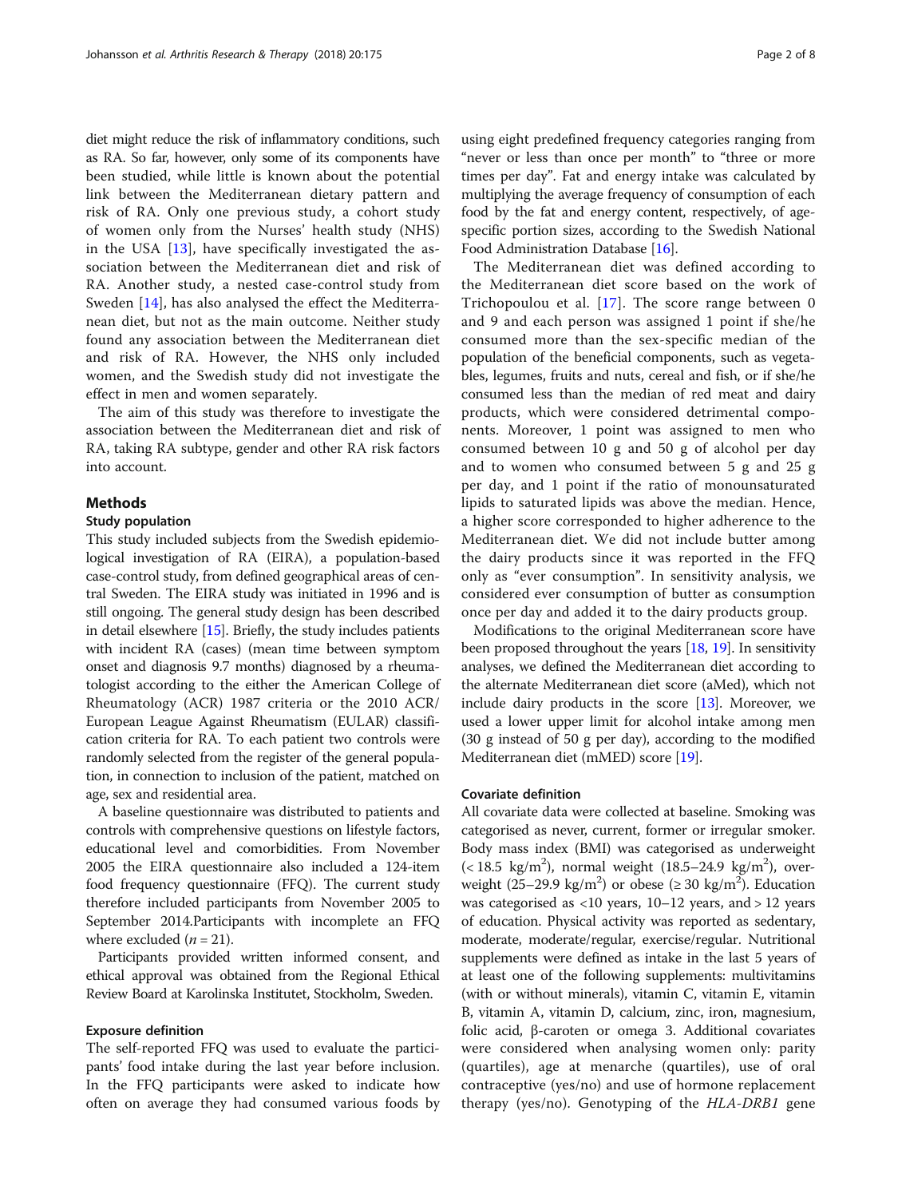diet might reduce the risk of inflammatory conditions, such as RA. So far, however, only some of its components have been studied, while little is known about the potential link between the Mediterranean dietary pattern and risk of RA. Only one previous study, a cohort study of women only from the Nurses' health study (NHS) in the USA [13], have specifically investigated the association between the Mediterranean diet and risk of RA. Another study, a nested case-control study from Sweden [14], has also analysed the effect the Mediterranean diet, but not as the main outcome. Neither study found any association between the Mediterranean diet and risk of RA. However, the NHS only included women, and the Swedish study did not investigate the effect in men and women separately.

The aim of this study was therefore to investigate the association between the Mediterranean diet and risk of RA, taking RA subtype, gender and other RA risk factors into account.

## Methods

### Study population

This study included subjects from the Swedish epidemiological investigation of RA (EIRA), a population-based case-control study, from defined geographical areas of central Sweden. The EIRA study was initiated in 1996 and is still ongoing. The general study design has been described in detail elsewhere [15]. Briefly, the study includes patients with incident RA (cases) (mean time between symptom onset and diagnosis 9.7 months) diagnosed by a rheumatologist according to the either the American College of Rheumatology (ACR) 1987 criteria or the 2010 ACR/European League Against Rheumatism (EULAR) classification criteria for RA. To each patient two controls were randomly selected from the register of the general population, in connection to inclusion of the patient, matched on age, sex and residential area.

A baseline questionnaire was distributed to patients and controls with comprehensive questions on lifestyle factors, educational level and comorbidities. From November 2005 the EIRA questionnaire also included a 124-item food frequency questionnaire (FFQ). The current study therefore included participants from November 2005 to September 2014.Participants with incomplete an FFQ where excluded ($n = 21$).

Participants provided written informed consent, and ethical approval was obtained from the Regional Ethical Review Board at Karolinska Institutet, Stockholm, Sweden.

### Exposure definition

The self-reported FFQ was used to evaluate the participants' food intake during the last year before inclusion. In the FFQ participants were asked to indicate how often on average they had consumed various foods by using eight predefined frequency categories ranging from "never or less than once per month" to "three or more times per day". Fat and energy intake was calculated by multiplying the average frequency of consumption of each food by the fat and energy content, respectively, of age-specific portion sizes, according to the Swedish National Food Administration Database [16].

The Mediterranean diet was defined according to the Mediterranean diet score based on the work of Trichopoulou et al. [17]. The score range between 0 and 9 and each person was assigned 1 point if she/he consumed more than the sex-specific median of the population of the beneficial components, such as vegetables, legumes, fruits and nuts, cereal and fish, or if she/he consumed less than the median of red meat and dairy products, which were considered detrimental components. Moreover, 1 point was assigned to men who consumed between 10 g and 50 g of alcohol per day and to women who consumed between 5 g and 25 g per day, and 1 point if the ratio of monounsaturated lipids to saturated lipids was above the median. Hence, a higher score corresponded to higher adherence to the Mediterranean diet. We did not include butter among the dairy products since it was reported in the FFQ only as "ever consumption". In sensitivity analysis, we considered ever consumption of butter as consumption once per day and added it to the dairy products group.

Modifications to the original Mediterranean score have been proposed throughout the years [18, 19]. In sensitivity analyses, we defined the Mediterranean diet according to the alternate Mediterranean diet score (aMed), which not include dairy products in the score [13]. Moreover, we used a lower upper limit for alcohol intake among men (30 g instead of 50 g per day), according to the modified Mediterranean diet (mMED) score [19].

### Covariate definition

All covariate data were collected at baseline. Smoking was categorised as never, current, former or irregular smoker. Body mass index (BMI) was categorised as underweight ($< 18.5$ kg/m$^2$), normal weight (18.5–24.9 kg/m$^2$), overweight (25–29.9 kg/m$^2$) or obese ($\geq 30$ kg/m$^2$). Education was categorised as <10 years, 10–12 years, and > 12 years of education. Physical activity was reported as sedentary, moderate, moderate/regular, exercise/regular. Nutritional supplements were defined as intake in the last 5 years of at least one of the following supplements: multivitamins (with or without minerals), vitamin C, vitamin E, vitamin B, vitamin A, vitamin D, calcium, zinc, iron, magnesium, folic acid, β-caroten or omega 3. Additional covariates were considered when analysing women only: parity (quartiles), age at menarche (quartiles), use of oral contraceptive (yes/no) and use of hormone replacement therapy (yes/no). Genotyping of the *HLA-DRB1* gene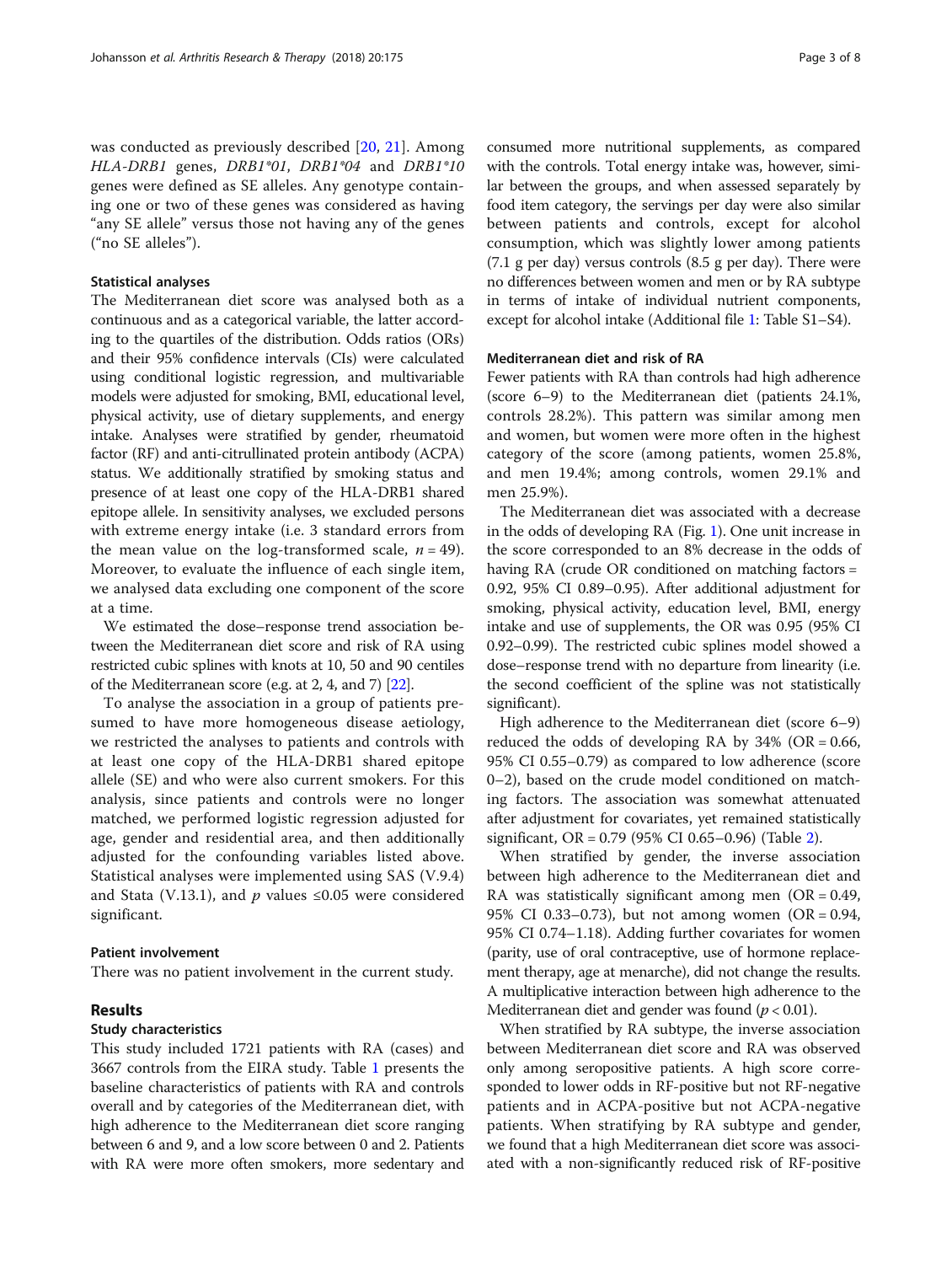was conducted as previously described [20, 21]. Among *HLA-DRB1* genes, *DRB1*01*, *DRB1*04* and *DRB1*10* genes were defined as SE alleles. Any genotype containing one or two of these genes was considered as having "any SE allele" versus those not having any of the genes ("no SE alleles").

### Statistical analyses

The Mediterranean diet score was analysed both as a continuous and as a categorical variable, the latter according to the quartiles of the distribution. Odds ratios (ORs) and their 95% confidence intervals (CIs) were calculated using conditional logistic regression, and multivariable models were adjusted for smoking, BMI, educational level, physical activity, use of dietary supplements, and energy intake. Analyses were stratified by gender, rheumatoid factor (RF) and anti-citrullinated protein antibody (ACPA) status. We additionally stratified by smoking status and presence of at least one copy of the HLA-DRB1 shared epitope allele. In sensitivity analyses, we excluded persons with extreme energy intake (i.e. 3 standard errors from the mean value on the log-transformed scale, $n = 49$). Moreover, to evaluate the influence of each single item, we analysed data excluding one component of the score at a time.

We estimated the dose–response trend association between the Mediterranean diet score and risk of RA using restricted cubic splines with knots at 10, 50 and 90 centiles of the Mediterranean score (e.g. at 2, 4, and 7) [22].

To analyse the association in a group of patients presumed to have more homogeneous disease aetiology, we restricted the analyses to patients and controls with at least one copy of the HLA-DRB1 shared epitope allele (SE) and who were also current smokers. For this analysis, since patients and controls were no longer matched, we performed logistic regression adjusted for age, gender and residential area, and then additionally adjusted for the confounding variables listed above. Statistical analyses were implemented using SAS (V.9.4) and Stata (V.13.1), and $p$ values ≤0.05 were considered significant.

### Patient involvement

There was no patient involvement in the current study.

## Results

### Study characteristics

This study included 1721 patients with RA (cases) and 3667 controls from the EIRA study. Table 1 presents the baseline characteristics of patients with RA and controls overall and by categories of the Mediterranean diet, with high adherence to the Mediterranean diet score ranging between 6 and 9, and a low score between 0 and 2. Patients with RA were more often smokers, more sedentary and consumed more nutritional supplements, as compared with the controls. Total energy intake was, however, similar between the groups, and when assessed separately by food item category, the servings per day were also similar between patients and controls, except for alcohol consumption, which was slightly lower among patients (7.1 g per day) versus controls (8.5 g per day). There were no differences between women and men or by RA subtype in terms of intake of individual nutrient components, except for alcohol intake (Additional file 1: Table S1–S4).

### Mediterranean diet and risk of RA

Fewer patients with RA than controls had high adherence (score 6–9) to the Mediterranean diet (patients 24.1%, controls 28.2%). This pattern was similar among men and women, but women were more often in the highest category of the score (among patients, women 25.8%, and men 19.4%; among controls, women 29.1% and men 25.9%).

The Mediterranean diet was associated with a decrease in the odds of developing RA (Fig. 1). One unit increase in the score corresponded to an 8% decrease in the odds of having RA (crude OR conditioned on matching factors = 0.92, 95% CI 0.89–0.95). After additional adjustment for smoking, physical activity, education level, BMI, energy intake and use of supplements, the OR was 0.95 (95% CI 0.92–0.99). The restricted cubic splines model showed a dose–response trend with no departure from linearity (i.e. the second coefficient of the spline was not statistically significant).

High adherence to the Mediterranean diet (score 6–9) reduced the odds of developing RA by 34% (OR = 0.66, 95% CI 0.55–0.79) as compared to low adherence (score 0–2), based on the crude model conditioned on matching factors. The association was somewhat attenuated after adjustment for covariates, yet remained statistically significant, OR = 0.79 (95% CI 0.65–0.96) (Table 2).

When stratified by gender, the inverse association between high adherence to the Mediterranean diet and RA was statistically significant among men (OR = 0.49, 95% CI 0.33–0.73), but not among women (OR = 0.94, 95% CI 0.74–1.18). Adding further covariates for women (parity, use of oral contraceptive, use of hormone replacement therapy, age at menarche), did not change the results. A multiplicative interaction between high adherence to the Mediterranean diet and gender was found ($p < 0.01$).

When stratified by RA subtype, the inverse association between Mediterranean diet score and RA was observed only among seropositive patients. A high score corresponded to lower odds in RF-positive but not RF-negative patients and in ACPA-positive but not ACPA-negative patients. When stratifying by RA subtype and gender, we found that a high Mediterranean diet score was associated with a non-significantly reduced risk of RF-positive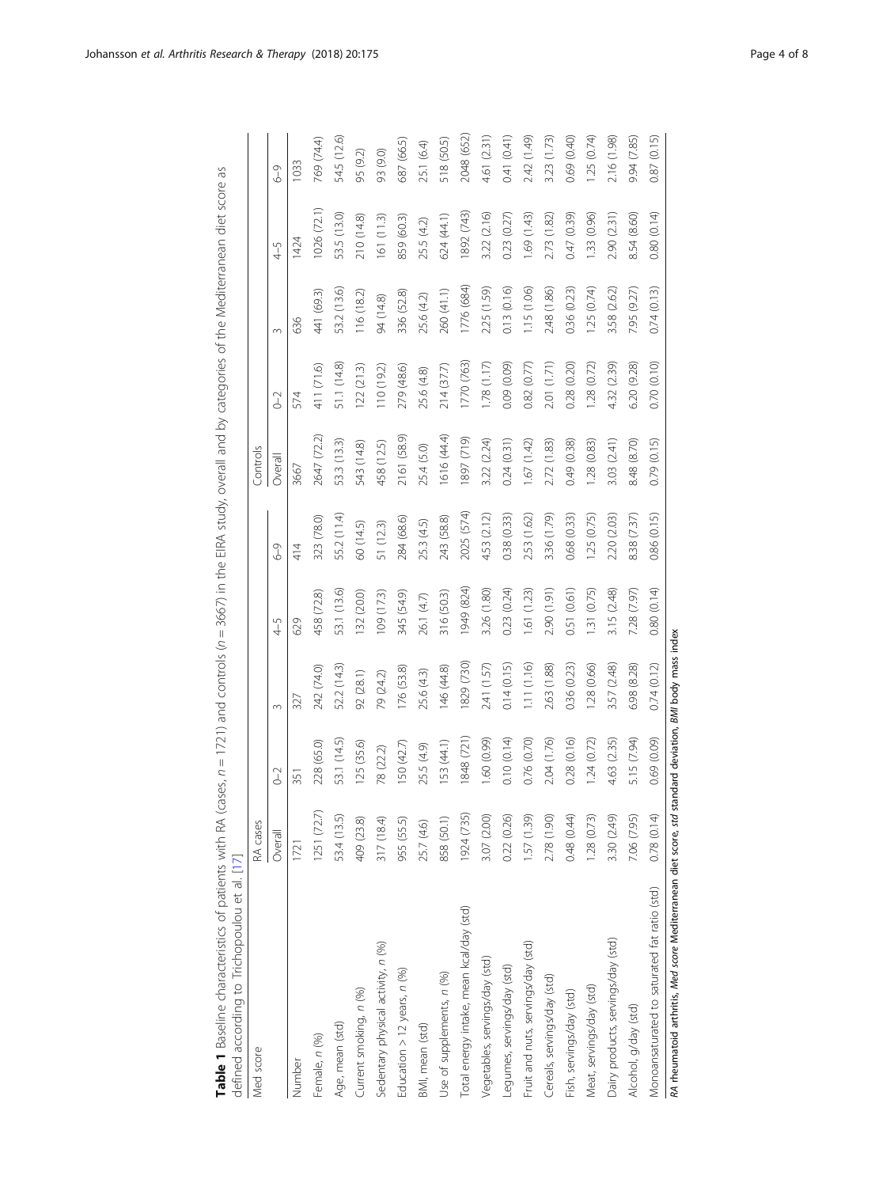**Table 1** Baseline characteristics of patients with RA (cases, $n = 1721$) and controls ($n = 3667$) in the EIRA study, overall and by categories of the Mediterranean diet score as defined according to Trichopoulou et al. [17]

| Med score | RA cases | | | | | Controls | | | | |
|---|---|---|---|---|---|---|---|---|---|---|
| | Overall | 0–2 | 3 | 4–5 | 6–9 | Overall | 0–2 | 3 | 4–5 | 6–9 |
| Number | 1721 | 351 | 327 | 629 | 414 | 3667 | 574 | 636 | 1424 | 1033 |
| Female, *n* (%) | 1251 (72.7) | 228 (65.0) | 242 (74.0) | 458 (72.8) | 323 (78.0) | 2647 (72.2) | 411 (71.6) | 441 (69.3) | 1026 (72.1) | 769 (74.4) |
| Age, mean (std) | 53.4 (13.5) | 53.1 (14.5) | 52.2 (14.3) | 53.1 (13.6) | 55.2 (11.4) | 53.3 (13.3) | 51.1 (14.8) | 53.2 (13.6) | 53.5 (13.0) | 54.5 (12.6) |
| Current smoking, *n* (%) | 409 (23.8) | 125 (35.6) | 92 (28.1) | 132 (20.0) | 60 (14.5) | 543 (14.8) | 122 (21.3) | 116 (18.2) | 210 (14.8) | 95 (9.2) |
| Sedentary physical activity, *n* (%) | 317 (18.4) | 78 (22.2) | 79 (24.2) | 109 (17.3) | 51 (12.3) | 458 (12.5) | 110 (19.2) | 94 (14.8) | 161 (11.3) | 93 (9.0) |
| Education > 12 years, *n* (%) | 955 (55.5) | 150 (42.7) | 176 (53.8) | 345 (54.9) | 284 (68.6) | 2161 (58.9) | 279 (48.6) | 336 (52.8) | 859 (60.3) | 687 (66.5) |
| BMI, mean (std) | 25.7 (4.6) | 25.5 (4.9) | 25.6 (4.3) | 26.1 (4.7) | 25.3 (4.5) | 25.4 (5.0) | 25.6 (4.8) | 25.6 (4.2) | 25.5 (4.2) | 25.1 (6.4) |
| Use of supplements, *n* (%) | 858 (50.1) | 153 (44.1) | 146 (44.8) | 316 (50.3) | 243 (58.8) | 1616 (44.4) | 214 (37.7) | 260 (41.1) | 624 (44.1) | 518 (50.5) |
| Total energy intake, mean kcal/day (std) | 1924 (735) | 1848 (721) | 1829 (730) | 1949 (824) | 2025 (574) | 1897 (719) | 1770 (763) | 1776 (684) | 1892 (743) | 2048 (652) |
| Vegetables, servings/day (std) | 3.07 (2.00) | 1.60 (0.99) | 2.41 (1.57) | 3.26 (1.80) | 4.53 (2.12) | 3.22 (2.24) | 1.78 (1.17) | 2.25 (1.59) | 3.22 (2.16) | 4.61 (2.31) |
| Legumes, servings/day (std) | 0.22 (0.26) | 0.10 (0.14) | 0.14 (0.15) | 0.23 (0.24) | 0.38 (0.33) | 0.24 (0.31) | 0.09 (0.09) | 0.13 (0.16) | 0.23 (0.27) | 0.41 (0.41) |
| Fruit and nuts, servings/day (std) | 1.57 (1.39) | 0.76 (0.70) | 1.11 (1.16) | 1.61 (1.23) | 2.53 (1.62) | 1.67 (1.42) | 0.82 (0.77) | 1.15 (1.06) | 1.69 (1.43) | 2.42 (1.49) |
| Cereals, servings/day (std) | 2.78 (1.90) | 2.04 (1.76) | 2.63 (1.88) | 2.90 (1.91) | 3.36 (1.79) | 2.72 (1.83) | 2.01 (1.71) | 2.48 (1.86) | 2.73 (1.82) | 3.23 (1.73) |
| Fish, servings/day (std) | 0.48 (0.44) | 0.28 (0.16) | 0.36 (0.23) | 0.51 (0.61) | 0.68 (0.33) | 0.49 (0.38) | 0.28 (0.20) | 0.36 (0.23) | 0.47 (0.39) | 0.69 (0.40) |
| Meat, servings/day (std) | 1.28 (0.73) | 1.24 (0.72) | 1.28 (0.66) | 1.31 (0.75) | 1.25 (0.75) | 1.28 (0.83) | 1.28 (0.72) | 1.25 (0.74) | 1.33 (0.96) | 1.25 (0.74) |
| Dairy products, servings/day (std) | 3.30 (2.49) | 4.63 (2.35) | 3.57 (2.48) | 3.15 (2.48) | 2.20 (2.03) | 3.03 (2.41) | 4.32 (2.39) | 3.58 (2.62) | 2.90 (2.31) | 2.16 (1.98) |
| Alcohol, g/day (std) | 7.06 (7.95) | 5.15 (7.94) | 6.98 (8.28) | 7.28 (7.97) | 8.38 (7.37) | 8.48 (8.70) | 6.20 (9.28) | 7.95 (9.27) | 8.54 (8.60) | 9.94 (7.85) |
| Monounsaturated to saturated fat ratio (std) | 0.78 (0.14) | 0.69 (0.09) | 0.74 (0.12) | 0.80 (0.14) | 0.86 (0.15) | 0.79 (0.15) | 0.70 (0.10) | 0.74 (0.13) | 0.80 (0.14) | 0.87 (0.15) |

*RA* rheumatoid arthritis, *Med score* Mediterranean diet score, *std* standard deviation, *BMI* body mass index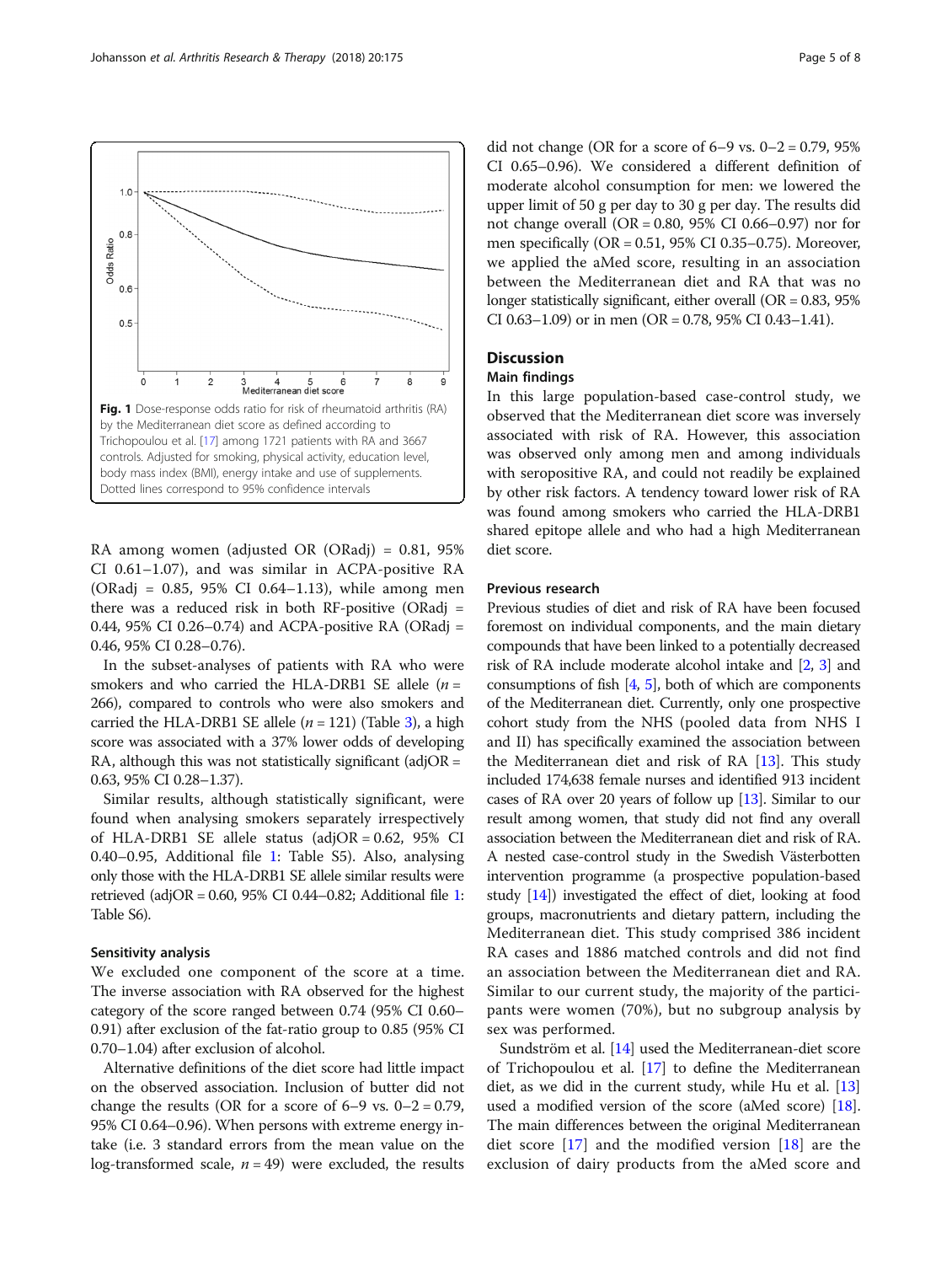Odds Ratio

1.0

0.8

0.6

0.5

0 1 2 3 4 5 6 7 8 9

Mediterranean diet score

**Fig. 1** Dose-response odds ratio for risk of rheumatoid arthritis (RA) by the Mediterranean diet score as defined according to Trichopoulou et al. [17] among 1721 patients with RA and 3667 controls. Adjusted for smoking, physical activity, education level, body mass index (BMI), energy intake and use of supplements. Dotted lines correspond to 95% confidence intervals

RA among women (adjusted OR (ORadj) = 0.81, 95% CI 0.61–1.07), and was similar in ACPA-positive RA (ORadj = 0.85, 95% CI 0.64–1.13), while among men there was a reduced risk in both RF-positive (ORadj = 0.44, 95% CI 0.26–0.74) and ACPA-positive RA (ORadj = 0.46, 95% CI 0.28–0.76).

In the subset-analyses of patients with RA who were smokers and who carried the HLA-DRB1 SE allele (*n* = 266), compared to controls who were also smokers and carried the HLA-DRB1 SE allele (*n* = 121) (Table 3), a high score was associated with a 37% lower odds of developing RA, although this was not statistically significant (adjOR = 0.63, 95% CI 0.28–1.37).

Similar results, although statistically significant, were found when analysing smokers separately irrespectively of HLA-DRB1 SE allele status (adjOR = 0.62, 95% CI 0.40–0.95, Additional file 1: Table S5). Also, analysing only those with the HLA-DRB1 SE allele similar results were retrieved (adjOR = 0.60, 95% CI 0.44–0.82; Additional file 1: Table S6).

### Sensitivity analysis

We excluded one component of the score at a time. The inverse association with RA observed for the highest category of the score ranged between 0.74 (95% CI 0.60–0.91) after exclusion of the fat-ratio group to 0.85 (95% CI 0.70–1.04) after exclusion of alcohol.

Alternative definitions of the diet score had little impact on the observed association. Inclusion of butter did not change the results (OR for a score of 6–9 vs. 0–2 = 0.79, 95% CI 0.64–0.96). When persons with extreme energy intake (i.e. 3 standard errors from the mean value on the log-transformed scale, *n* = 49) were excluded, the results did not change (OR for a score of 6–9 vs. 0–2 = 0.79, 95% CI 0.65–0.96). We considered a different definition of moderate alcohol consumption for men: we lowered the upper limit of 50 g per day to 30 g per day. The results did not change overall (OR = 0.80, 95% CI 0.66–0.97) nor for men specifically (OR = 0.51, 95% CI 0.35–0.75). Moreover, we applied the aMed score, resulting in an association between the Mediterranean diet and RA that was no longer statistically significant, either overall (OR = 0.83, 95% CI 0.63–1.09) or in men (OR = 0.78, 95% CI 0.43–1.41).

## Discussion

### Main findings

In this large population-based case-control study, we observed that the Mediterranean diet score was inversely associated with risk of RA. However, this association was observed only among men and among individuals with seropositive RA, and could not readily be explained by other risk factors. A tendency toward lower risk of RA was found among smokers who carried the HLA-DRB1 shared epitope allele and who had a high Mediterranean diet score.

### Previous research

Previous studies of diet and risk of RA have been focused foremost on individual components, and the main dietary compounds that have been linked to a potentially decreased risk of RA include moderate alcohol intake and [2, 3] and consumptions of fish [4, 5], both of which are components of the Mediterranean diet. Currently, only one prospective cohort study from the NHS (pooled data from NHS I and II) has specifically examined the association between the Mediterranean diet and risk of RA [13]. This study included 174,638 female nurses and identified 913 incident cases of RA over 20 years of follow up [13]. Similar to our result among women, that study did not find any overall association between the Mediterranean diet and risk of RA. A nested case-control study in the Swedish Västerbotten intervention programme (a prospective population-based study [14]) investigated the effect of diet, looking at food groups, macronutrients and dietary pattern, including the Mediterranean diet. This study comprised 386 incident RA cases and 1886 matched controls and did not find an association between the Mediterranean diet and RA. Similar to our current study, the majority of the participants were women (70%), but no subgroup analysis by sex was performed.

Sundström et al. [14] used the Mediterranean-diet score of Trichopoulou et al. [17] to define the Mediterranean diet, as we did in the current study, while Hu et al. [13] used a modified version of the score (aMed score) [18]. The main differences between the original Mediterranean diet score [17] and the modified version [18] are the exclusion of dairy products from the aMed score and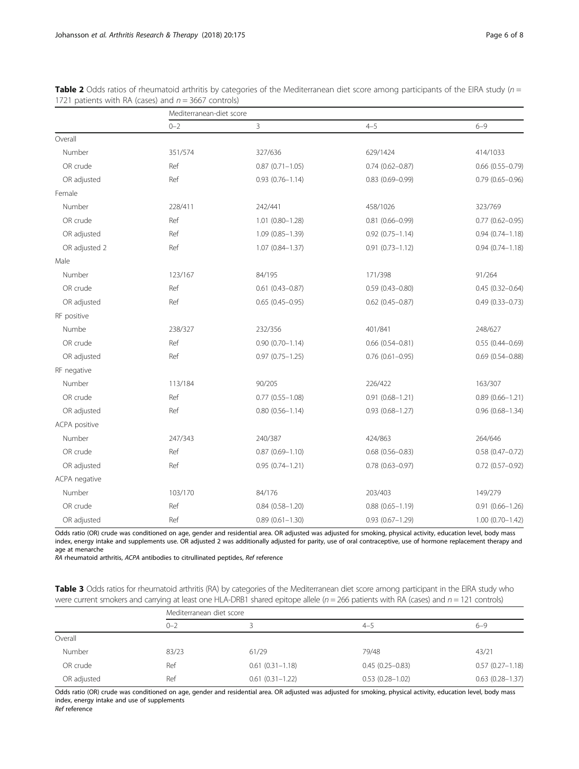**Table 2** Odds ratios of rheumatoid arthritis by categories of the Mediterranean diet score among participants of the EIRA study ($n$ = 1721 patients with RA (cases) and $n$ = 3667 controls)

| | Mediterranean-diet score | | | |
|---|---|---|---|---|
| | 0–2 | 3 | 4–5 | 6–9 |
| Overall | | | | |
| Number | 351/574 | 327/636 | 629/1424 | 414/1033 |
| OR crude | Ref | 0.87 (0.71–1.05) | 0.74 (0.62–0.87) | 0.66 (0.55–0.79) |
| OR adjusted | Ref | 0.93 (0.76–1.14) | 0.83 (0.69–0.99) | 0.79 (0.65–0.96) |
| Female | | | | |
| Number | 228/411 | 242/441 | 458/1026 | 323/769 |
| OR crude | Ref | 1.01 (0.80–1.28) | 0.81 (0.66–0.99) | 0.77 (0.62–0.95) |
| OR adjusted | Ref | 1.09 (0.85–1.39) | 0.92 (0.75–1.14) | 0.94 (0.74–1.18) |
| OR adjusted 2 | Ref | 1.07 (0.84–1.37) | 0.91 (0.73–1.12) | 0.94 (0.74–1.18) |
| Male | | | | |
| Number | 123/167 | 84/195 | 171/398 | 91/264 |
| OR crude | Ref | 0.61 (0.43–0.87) | 0.59 (0.43–0.80) | 0.45 (0.32–0.64) |
| OR adjusted | Ref | 0.65 (0.45–0.95) | 0.62 (0.45–0.87) | 0.49 (0.33–0.73) |
| RF positive | | | | |
| Numbe | 238/327 | 232/356 | 401/841 | 248/627 |
| OR crude | Ref | 0.90 (0.70–1.14) | 0.66 (0.54–0.81) | 0.55 (0.44–0.69) |
| OR adjusted | Ref | 0.97 (0.75–1.25) | 0.76 (0.61–0.95) | 0.69 (0.54–0.88) |
| RF negative | | | | |
| Number | 113/184 | 90/205 | 226/422 | 163/307 |
| OR crude | Ref | 0.77 (0.55–1.08) | 0.91 (0.68–1.21) | 0.89 (0.66–1.21) |
| OR adjusted | Ref | 0.80 (0.56–1.14) | 0.93 (0.68–1.27) | 0.96 (0.68–1.34) |
| ACPA positive | | | | |
| Number | 247/343 | 240/387 | 424/863 | 264/646 |
| OR crude | Ref | 0.87 (0.69–1.10) | 0.68 (0.56–0.83) | 0.58 (0.47–0.72) |
| OR adjusted | Ref | 0.95 (0.74–1.21) | 0.78 (0.63–0.97) | 0.72 (0.57–0.92) |
| ACPA negative | | | | |
| Number | 103/170 | 84/176 | 203/403 | 149/279 |
| OR crude | Ref | 0.84 (0.58–1.20) | 0.88 (0.65–1.19) | 0.91 (0.66–1.26) |
| OR adjusted | Ref | 0.89 (0.61–1.30) | 0.93 (0.67–1.29) | 1.00 (0.70–1.42) |

Odds ratio (OR) crude was conditioned on age, gender and residential area. OR adjusted was adjusted for smoking, physical activity, education level, body mass index, energy intake and supplements use. OR adjusted 2 was additionally adjusted for parity, use of oral contraceptive, use of hormone replacement therapy and age at menarche

*RA* rheumatoid arthritis, *ACPA* antibodies to citrullinated peptides, *Ref* reference

**Table 3** Odds ratios for rheumatoid arthritis (RA) by categories of the Mediterranean diet score among participant in the EIRA study who were current smokers and carrying at least one HLA-DRB1 shared epitope allele ($n$ = 266 patients with RA (cases) and $n$ = 121 controls)

| | Mediterranean diet score | | | |
|---|---|---|---|---|
| | 0–2 | 3 | 4–5 | 6–9 |
| Overall | | | | |
| Number | 83/23 | 61/29 | 79/48 | 43/21 |
| OR crude | Ref | 0.61 (0.31–1.18) | 0.45 (0.25–0.83) | 0.57 (0.27–1.18) |
| OR adjusted | Ref | 0.61 (0.31–1.22) | 0.53 (0.28–1.02) | 0.63 (0.28–1.37) |

Odds ratio (OR) crude was conditioned on age, gender and residential area. OR adjusted was adjusted for smoking, physical activity, education level, body mass index, energy intake and use of supplements

*Ref* reference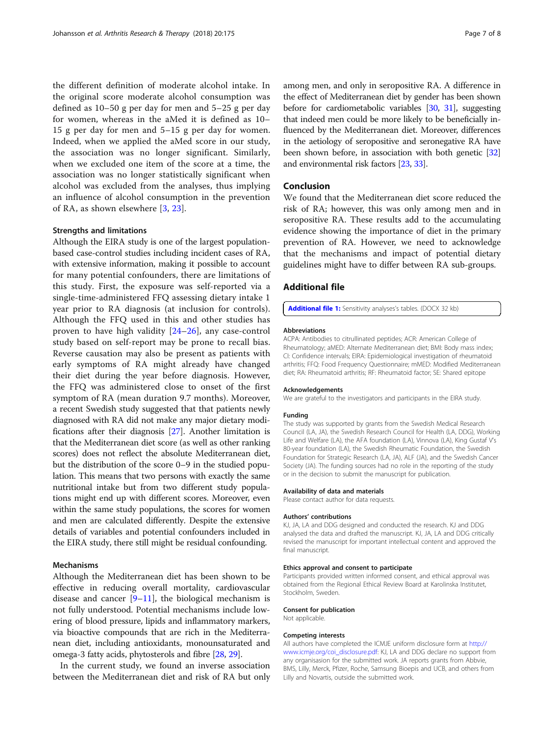the different definition of moderate alcohol intake. In the original score moderate alcohol consumption was defined as 10–50 g per day for men and 5–25 g per day for women, whereas in the aMed it is defined as 10–15 g per day for men and 5–15 g per day for women. Indeed, when we applied the aMed score in our study, the association was no longer significant. Similarly, when we excluded one item of the score at a time, the association was no longer statistically significant when alcohol was excluded from the analyses, thus implying an influence of alcohol consumption in the prevention of RA, as shown elsewhere [3, 23].

### Strengths and limitations

Although the EIRA study is one of the largest population-based case-control studies including incident cases of RA, with extensive information, making it possible to account for many potential confounders, there are limitations of this study. First, the exposure was self-reported via a single-time-administered FFQ assessing dietary intake 1 year prior to RA diagnosis (at inclusion for controls). Although the FFQ used in this and other studies has proven to have high validity [24–26], any case-control study based on self-report may be prone to recall bias. Reverse causation may also be present as patients with early symptoms of RA might already have changed their diet during the year before diagnosis. However, the FFQ was administered close to onset of the first symptom of RA (mean duration 9.7 months). Moreover, a recent Swedish study suggested that that patients newly diagnosed with RA did not make any major dietary modifications after their diagnosis [27]. Another limitation is that the Mediterranean diet score (as well as other ranking scores) does not reflect the absolute Mediterranean diet, but the distribution of the score 0–9 in the studied population. This means that two persons with exactly the same nutritional intake but from two different study populations might end up with different scores. Moreover, even within the same study populations, the scores for women and men are calculated differently. Despite the extensive details of variables and potential confounders included in the EIRA study, there still might be residual confounding.

### Mechanisms

Although the Mediterranean diet has been shown to be effective in reducing overall mortality, cardiovascular disease and cancer [9–11], the biological mechanism is not fully understood. Potential mechanisms include lowering of blood pressure, lipids and inflammatory markers, via bioactive compounds that are rich in the Mediterranean diet, including antioxidants, monounsaturated and omega-3 fatty acids, phytosterols and fibre [28, 29].

In the current study, we found an inverse association between the Mediterranean diet and risk of RA but only among men, and only in seropositive RA. A difference in the effect of Mediterranean diet by gender has been shown before for cardiometabolic variables [30, 31], suggesting that indeed men could be more likely to be beneficially influenced by the Mediterranean diet. Moreover, differences in the aetiology of seropositive and seronegative RA have been shown before, in association with both genetic [32] and environmental risk factors [23, 33].

## Conclusion

We found that the Mediterranean diet score reduced the risk of RA; however, this was only among men and in seropositive RA. These results add to the accumulating evidence showing the importance of diet in the primary prevention of RA. However, we need to acknowledge that the mechanisms and impact of potential dietary guidelines might have to differ between RA sub-groups.

## Additional file

**Additional file 1:** Sensitivity analyses's tables. (DOCX 32 kb)

#### Abbreviations

ACPA: Antibodies to citrullinated peptides; ACR: American College of Rheumatology; aMED: Alternate Mediterranean diet; BMI: Body mass index; CI: Confidence intervals; EIRA: Epidemiological investigation of rheumatoid arthritis; FFQ: Food Frequency Questionnaire; mMED: Modified Mediterranean diet; RA: Rheumatoid arthritis; RF: Rheumatoid factor; SE: Shared epitope

#### Acknowledgements

We are grateful to the investigators and participants in the EIRA study.

#### Funding

The study was supported by grants from the Swedish Medical Research Council (LA, JA), the Swedish Research Council for Health (LA, DDG), Working Life and Welfare (LA), the AFA foundation (LA), Vinnova (LA), King Gustaf V's 80-year foundation (LA), the Swedish Rheumatic Foundation, the Swedish Foundation for Strategic Research (LA, JA), ALF (JA), and the Swedish Cancer Society (JA). The funding sources had no role in the reporting of the study or in the decision to submit the manuscript for publication.

#### Availability of data and materials

Please contact author for data requests.

#### Authors' contributions

KJ, JA, LA and DDG designed and conducted the research. KJ and DDG analysed the data and drafted the manuscript. KJ, JA, LA and DDG critically revised the manuscript for important intellectual content and approved the final manuscript.

#### Ethics approval and consent to participate

Participants provided written informed consent, and ethical approval was obtained from the Regional Ethical Review Board at Karolinska Institutet, Stockholm, Sweden.

#### Consent for publication

Not applicable.

#### Competing interests

All authors have completed the ICMJE uniform disclosure form at http://www.icmje.org/coi_disclosure.pdf: KJ, LA and DDG declare no support from any organisation for the submitted work. JA reports grants from Abbvie, BMS, Lilly, Merck, Pfizer, Roche, Samsung Bioepis and UCB, and others from Lilly and Novartis, outside the submitted work.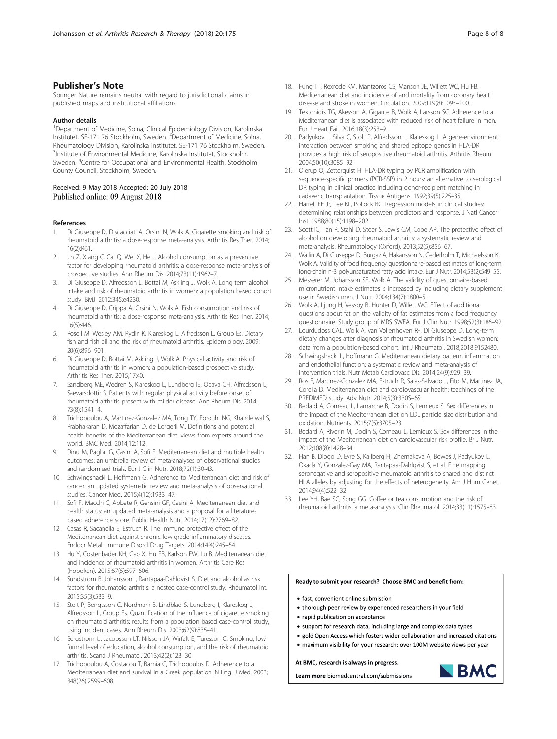## Publisher's Note

Springer Nature remains neutral with regard to jurisdictional claims in published maps and institutional affiliations.

### Author details

[1]Department of Medicine, Solna, Clinical Epidemiology Division, Karolinska Institutet, SE-171 76 Stockholm, Sweden. [2]Department of Medicine, Solna, Rheumatology Division, Karolinska Institutet, SE-171 76 Stockholm, Sweden. [3]Institute of Environmental Medicine, Karolinska Institutet, Stockholm, Sweden. [4]Centre for Occupational and Environmental Health, Stockholm County Council, Stockholm, Sweden.

Received: 9 May 2018 Accepted: 20 July 2018
Published online: 09 August 2018

### References

1. Di Giuseppe D, Discacciati A, Orsini N, Wolk A. Cigarette smoking and risk of rheumatoid arthritis: a dose-response meta-analysis. Arthritis Res Ther. 2014; 16(2):R61.
2. Jin Z, Xiang C, Cai Q, Wei X, He J. Alcohol consumption as a preventive factor for developing rheumatoid arthritis: a dose-response meta-analysis of prospective studies. Ann Rheum Dis. 2014;73(11):1962–7.
3. Di Giuseppe D, Alfredsson L, Bottai M, Askling J, Wolk A. Long term alcohol intake and risk of rheumatoid arthritis in women: a population based cohort study. BMJ. 2012;345:e4230.
4. Di Giuseppe D, Crippa A, Orsini N, Wolk A. Fish consumption and risk of rheumatoid arthritis: a dose-response meta-analysis. Arthritis Res Ther. 2014; 16(5):446.
5. Rosell M, Wesley AM, Rydin K, Klareskog L, Alfredsson L, Group Es. Dietary fish and fish oil and the risk of rheumatoid arthritis. Epidemiology. 2009; 20(6):896–901.
6. Di Giuseppe D, Bottai M, Askling J, Wolk A. Physical activity and risk of rheumatoid arthritis in women: a population-based prospective study. Arthritis Res Ther. 2015;17:40.
7. Sandberg ME, Wedren S, Klareskog L, Lundberg IE, Opava CH, Alfredsson L, Saevarsdottir S. Patients with regular physical activity before onset of rheumatoid arthritis present with milder disease. Ann Rheum Dis. 2014; 73(8):1541–4.
8. Trichopoulou A, Martinez-Gonzalez MA, Tong TY, Forouhi NG, Khandelwal S, Prabhakaran D, Mozaffarian D, de Lorgeril M. Definitions and potential health benefits of the Mediterranean diet: views from experts around the world. BMC Med. 2014;12:112.
9. Dinu M, Pagliai G, Casini A, Sofi F. Mediterranean diet and multiple health outcomes: an umbrella review of meta-analyses of observational studies and randomised trials. Eur J Clin Nutr. 2018;72(1):30-43.
10. Schwingshackl L, Hoffmann G. Adherence to Mediterranean diet and risk of cancer: an updated systematic review and meta-analysis of observational studies. Cancer Med. 2015;4(12):1933–47.
11. Sofi F, Macchi C, Abbate R, Gensini GF, Casini A. Mediterranean diet and health status: an updated meta-analysis and a proposal for a literature-based adherence score. Public Health Nutr. 2014;17(12):2769–82.
12. Casas R, Sacanella E, Estruch R. The immune protective effect of the Mediterranean diet against chronic low-grade inflammatory diseases. Endocr Metab Immune Disord Drug Targets. 2014;14(4):245–54.
13. Hu Y, Costenbader KH, Gao X, Hu FB, Karlson EW, Lu B. Mediterranean diet and incidence of rheumatoid arthritis in women. Arthritis Care Res (Hoboken). 2015;67(5):597–606.
14. Sundstrom B, Johansson I, Rantapaa-Dahlqvist S. Diet and alcohol as risk factors for rheumatoid arthritis: a nested case-control study. Rheumatol Int. 2015;35(3):533–9.
15. Stolt P, Bengtsson C, Nordmark B, Lindblad S, Lundberg I, Klareskog L, Alfredsson L, Group Es. Quantification of the influence of cigarette smoking on rheumatoid arthritis: results from a population based case-control study, using incident cases. Ann Rheum Dis. 2003;62(9):835–41.
16. Bergstrom U, Jacobsson LT, Nilsson JA, Wirfalt E, Turesson C. Smoking, low formal level of education, alcohol consumption, and the risk of rheumatoid arthritis. Scand J Rheumatol. 2013;42(2):123–30.
17. Trichopoulou A, Costacou T, Bamia C, Trichopoulos D. Adherence to a Mediterranean diet and survival in a Greek population. N Engl J Med. 2003; 348(26):2599–608.
18. Fung TT, Rexrode KM, Mantzoros CS, Manson JE, Willett WC, Hu FB. Mediterranean diet and incidence of and mortality from coronary heart disease and stroke in women. Circulation. 2009;119(8):1093–100.
19. Tektonidis TG, Akesson A, Gigante B, Wolk A, Larsson SC. Adherence to a Mediterranean diet is associated with reduced risk of heart failure in men. Eur J Heart Fail. 2016;18(3):253–9.
20. Padyukov L, Silva C, Stolt P, Alfredsson L, Klareskog L. A gene-environment interaction between smoking and shared epitope genes in HLA-DR provides a high risk of seropositive rheumatoid arthritis. Arthritis Rheum. 2004;50(10):3085–92.
21. Olerup O, Zetterquist H. HLA-DR typing by PCR amplification with sequence-specific primers (PCR-SSP) in 2 hours: an alternative to serological DR typing in clinical practice including donor-recipient matching in cadaveric transplantation. Tissue Antigens. 1992;39(5):225–35.
22. Harrell FE Jr, Lee KL, Pollock BG. Regression models in clinical studies: determining relationships between predictors and response. J Natl Cancer Inst. 1988;80(15):1198–202.
23. Scott IC, Tan R, Stahl D, Steer S, Lewis CM, Cope AP. The protective effect of alcohol on developing rheumatoid arthritis: a systematic review and meta-analysis. Rheumatology (Oxford). 2013;52(5):856–67.
24. Wallin A, Di Giuseppe D, Burgaz A, Hakansson N, Cederholm T, Michaelsson K, Wolk A. Validity of food frequency questionnaire-based estimates of long-term long-chain n-3 polyunsaturated fatty acid intake. Eur J Nutr. 2014;53(2):549–55.
25. Messerer M, Johansson SE, Wolk A. The validity of questionnaire-based micronutrient intake estimates is increased by including dietary supplement use in Swedish men. J Nutr. 2004;134(7):1800–5.
26. Wolk A, Ljung H, Vessby B, Hunter D, Willett WC. Effect of additional questions about fat on the validity of fat estimates from a food frequency questionnaire. Study group of MRS SWEA. Eur J Clin Nutr. 1998;52(3):186–92.
27. Lourdudoss CAL, Wolk A, van Vollenhoven RF, Di Giuseppe D. Long-term dietary changes after diagnosis of rheumatoid arthritis in Swedish women: data from a population-based cohort. Int J Rheumatol. 2018;2018:9152480.
28. Schwingshackl L, Hoffmann G. Mediterranean dietary pattern, inflammation and endothelial function: a systematic review and meta-analysis of intervention trials. Nutr Metab Cardiovasc Dis. 2014;24(9):929–39.
29. Ros E, Martinez-Gonzalez MA, Estruch R, Salas-Salvado J, Fito M, Martinez JA, Corella D. Mediterranean diet and cardiovascular health: teachings of the PREDIMED study. Adv Nutr. 2014;5(3):330S–6S.
30. Bedard A, Corneau L, Lamarche B, Dodin S, Lemieux S. Sex differences in the impact of the Mediterranean diet on LDL particle size distribution and oxidation. Nutrients. 2015;7(5):3705–23.
31. Bedard A, Riverin M, Dodin S, Corneau L, Lemieux S. Sex differences in the impact of the Mediterranean diet on cardiovascular risk profile. Br J Nutr. 2012;108(8):1428–34.
32. Han B, Diogo D, Eyre S, Kallberg H, Zhernakova A, Bowes J, Padyukov L, Okada Y, Gonzalez-Gay MA, Rantapaa-Dahlqvist S, et al. Fine mapping seronegative and seropositive rheumatoid arthritis to shared and distinct HLA alleles by adjusting for the effects of heterogeneity. Am J Hum Genet. 2014;94(4):522–32.
33. Lee YH, Bae SC, Song GG. Coffee or tea consumption and the risk of rheumatoid arthritis: a meta-analysis. Clin Rheumatol. 2014;33(11):1575–83.

**Ready to submit your research? Choose BMC and benefit from:**

- fast, convenient online submission
- thorough peer review by experienced researchers in your field
- rapid publication on acceptance
- support for research data, including large and complex data types
- gold Open Access which fosters wider collaboration and increased citations
- maximum visibility for your research: over 100M website views per year

**At BMC, research is always in progress.**

**Learn more** biomedcentral.com/submissions

BMC